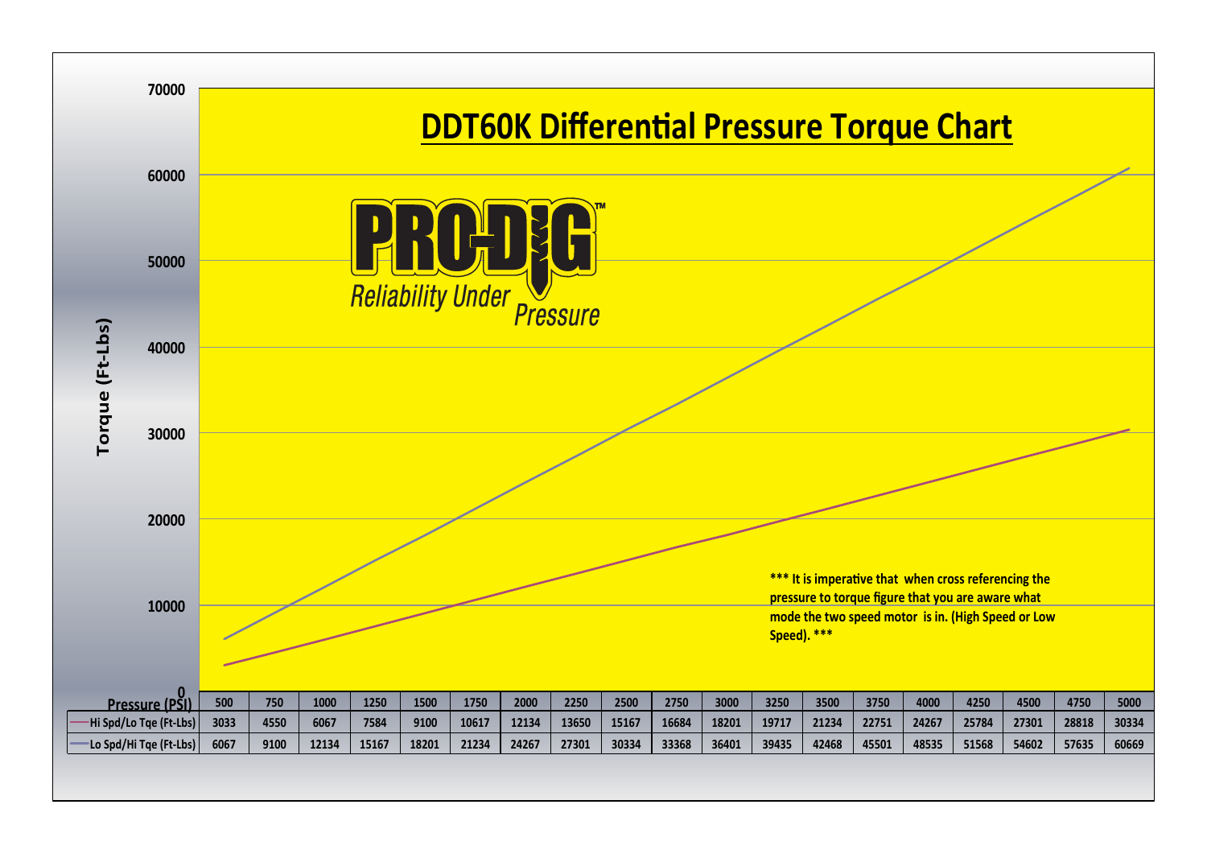# DDT60K Differential Pressure Torque Chart

PRO-DIG™

*Reliability Under Pressure*

Torque (Ft-Lbs)

**\*\*\* It is imperative that when cross referencing the pressure to torque figure that you are aware what mode the two speed motor is in. (High Speed or Low Speed). \*\*\***

| Pressure (PSI) | 500 | 750 | 1000 | 1250 | 1500 | 1750 | 2000 | 2250 | 2500 | 2750 | 3000 | 3250 | 3500 | 3750 | 4000 | 4250 | 4500 | 4750 | 5000 |
|---|---|---|---|---|---|---|---|---|---|---|---|---|---|---|---|---|---|---|---|
| Hi Spd/Lo Tqe (Ft-Lbs) | 3033 | 4550 | 6067 | 7584 | 9100 | 10617 | 12134 | 13650 | 15167 | 16684 | 18201 | 19717 | 21234 | 22751 | 24267 | 25784 | 27301 | 28818 | 30334 |
| Lo Spd/Hi Tqe (Ft-Lbs) | 6067 | 9100 | 12134 | 15167 | 18201 | 21234 | 24267 | 27301 | 30334 | 33368 | 36401 | 39435 | 42468 | 45501 | 48535 | 51568 | 54602 | 57635 | 60669 |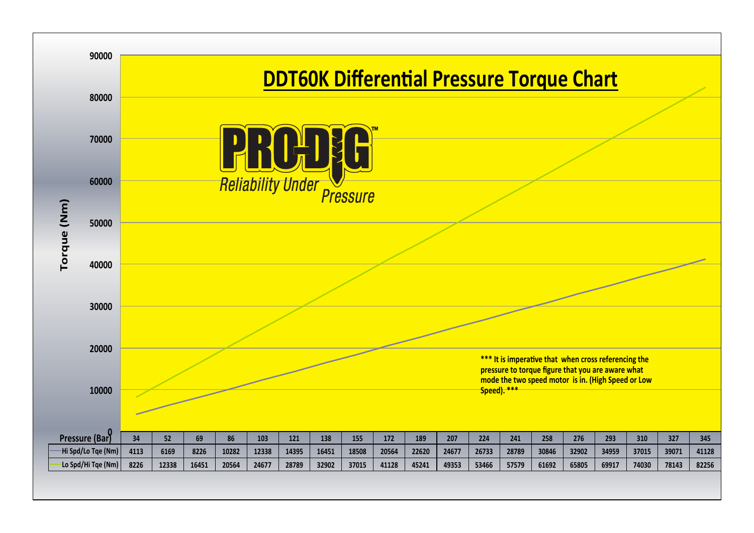## DDT60K Differential Pressure Torque Chart

PRO-DIG™

*Reliability Under Pressure*

Torque (Nm)

90000
80000
70000
60000
50000
40000
30000
20000
10000
0

**\*\*\* It is imperative that when cross referencing the pressure to torque figure that you are aware what mode the two speed motor is in. (High Speed or Low Speed). \*\*\***

| Pressure (Bar) | 34 | 52 | 69 | 86 | 103 | 121 | 138 | 155 | 172 | 189 | 207 | 224 | 241 | 258 | 276 | 293 | 310 | 327 | 345 |
|---|---|---|---|---|---|---|---|---|---|---|---|---|---|---|---|---|---|---|---|
| Hi Spd/Lo Tqe (Nm) | 4113 | 6169 | 8226 | 10282 | 12338 | 14395 | 16451 | 18508 | 20564 | 22620 | 24677 | 26733 | 28789 | 30846 | 32902 | 34959 | 37015 | 39071 | 41128 |
| Lo Spd/Hi Tqe (Nm) | 8226 | 12338 | 16451 | 20564 | 24677 | 28789 | 32902 | 37015 | 41128 | 45241 | 49353 | 53466 | 57579 | 61692 | 65805 | 69917 | 74030 | 78143 | 82256 |